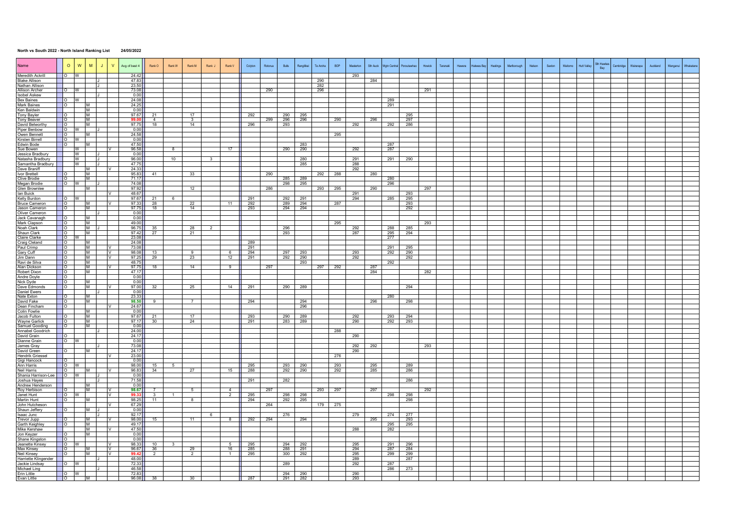**North vs South 2022 - North Island Ranking List** 24/05/2022

| Name | O | W | M | J | V | Avg of best 4 | Rank O | Rank W | Rank M | Rank J | Rank V | Colyton | Rotorua | Bulls | Rangitikei | Te Aroha | BOP | Masterton | Sth Auck | Wgtn Central | Porotawhao | Howick | Taranaki | Hawera | Hawkes Bay | Hastings | Marlborough | Nelson | Sexton | Waitomo | Hutt Valley | Sth Hawkes Bay | Cambridge | Wairarapa | Auckland | Wanganui | Whakatane |
|---|---|---|---|---|---|---|---|---|---|---|---|---|---|---|---|---|---|---|---|---|---|---|---|---|---|---|---|---|---|---|---|---|---|---|---|---|---|
| Meredith Ackrill | O | W | | | | 24.42 | | | | | | | | | | | | 293 | | | | | | | | | | | | | | | | | | | |
| Blake Allison | | | | J | | 47.83 | | | | | | | | | | 290 | | | 284 | | | | | | | | | | | | | | | | | | |
| Nathan Allison | | | | J | | 23.50 | | | | | | | | | | 282 | | | | | | | | | | | | | | | | | | | | | |
| Allison Archer | O | W | | | | 73.08 | | | | | | | 290 | | | 296 | | | | | | 291 | | | | | | | | | | | | | | | |
| Isobel Askew | | | | J | | 0.00 | | | | | | | | | | | | | | | | | | | | | | | | | | | | | | | |
| Bex Baines | O | W | | | | 24.08 | | | | | | | | | | | | | | 289 | | | | | | | | | | | | | | | | | |
| Mark Baines | O | | M | | | 24.25 | | | | | | | | | | | | | | 291 | | | | | | | | | | | | | | | | | |
| Ken Baldwin | | | M | | | 0.00 | | | | | | | | | | | | | | | | | | | | | | | | | | | | | | | |
| Tony Bayler | O | | M | | | 97.67 | 21 | | 17 | | | 292 | | 290 | 295 | | | | | | 295 | | | | | | | | | | | | | | | | |
| Tony Beaver | O | | M | | | 99.00 | 4 | | 3 | | | | 299 | 296 | 296 | | 290 | | 296 | | 297 | | | | | | | | | | | | | | | | |
| David Belworthy | O | | M | | | 97.75 | 18 | | 14 | | | 296 | | 293 | | | | 292 | | 292 | 286 | | | | | | | | | | | | | | | | |
| Piper Benbow | O | W | | J | | 0.00 | | | | | | | | | | | | | | | | | | | | | | | | | | | | | | | |
| Owen Bennett | O | | M | | | 24.58 | | | | | | | | | | | 295 | | | | | | | | | | | | | | | | | | | | |
| Kirsten Birrell | O | W | | | | 0.00 | | | | | | | | | | | | | | | | | | | | | | | | | | | | | | | |
| Edwin Bode | O | | M | | | 47.50 | | | | | | | | | 283 | | | | | 287 | | | | | | | | | | | | | | | | | |
| Sue Bowen | | W | | | V | 96.58 | | 8 | | | 17 | | | 290 | 290 | | | 292 | | 287 | | | | | | | | | | | | | | | | | |
| Jessica Bradbury | | W | | J | | 0.00 | | | | | | | | | | | | | | | | | | | | | | | | | | | | | | | |
| Natasha Bradbury | | W | | J | | 96.00 | | 10 | | 3 | | | | | 280 | | | 291 | | 291 | 290 | | | | | | | | | | | | | | | | |
| Samantha Bradbury | | W | | J | | 47.75 | | | | | | | | | 285 | | | 288 | | | | | | | | | | | | | | | | | | | |
| Dave Braniff | | | M | | V | 24.33 | | | | | | | | | | | | 292 | | | | | | | | | | | | | | | | | | | |
| Ivor Brettell | O | | M | | | 95.83 | 41 | | 33 | | | | 290 | | | 292 | 288 | | 280 | | | | | | | | | | | | | | | | | | |
| Clive Brodie | O | | M | | | 71.17 | | | | | | | | 285 | 289 | | | | | 280 | | | | | | | | | | | | | | | | | |
| Megan Brodie | O | W | | J | | 74.08 | | | | | | | | 298 | 295 | | | | | 296 | | | | | | | | | | | | | | | | | |
| Glen Brownlee | | | M | | | 97.92 | | | 12 | | | | 286 | | | 293 | 295 | | 290 | | | 297 | | | | | | | | | | | | | | | |
| Ian Buick | | | | | V | 48.67 | | | | | | | | | | | | 291 | | | 293 | | | | | | | | | | | | | | | | |
| Kelly Burdon | O | W | | | | 97.67 | 21 | 6 | | | | 291 | | 292 | 291 | | | 294 | | 285 | 295 | | | | | | | | | | | | | | | | |
| Bruce Cameron | O | | M | | V | 97.33 | 28 | | 22 | | 11 | 292 | | 289 | 294 | | 287 | | | | 293 | | | | | | | | | | | | | | | | |
| Jason Cameron | O | | M | | | 97.75 | 18 | | 14 | | | 293 | | 294 | 294 | | | | | | 292 | | | | | | | | | | | | | | | | |
| Oliver Cameron | | | | J | | 0.00 | | | | | | | | | | | | | | | | | | | | | | | | | | | | | | | |
| Jack Cavanagh | O | | M | | | 0.00 | | | | | | | | | | | | | | | | | | | | | | | | | | | | | | | |
| Mark Clapson | O | | M | | | 49.00 | | | | | | | | | | | 295 | | | | | 293 | | | | | | | | | | | | | | | |
| Noah Clark | O | | M | J | | 96.75 | 35 | | 28 | 2 | | | | 296 | | | | 292 | | 288 | 285 | | | | | | | | | | | | | | | | |
| Shaun Clark | O | | M | | | 97.42 | 27 | | 21 | | | | | 293 | | | | 287 | | 295 | 294 | | | | | | | | | | | | | | | | |
| Claire Clarke | O | W | | | | 23.08 | | | | | | | | | | | | | | 277 | | | | | | | | | | | | | | | | | |
| Craig Cleland | O | | M | | | 24.08 | | | | | | 289 | | | | | | | | | | | | | | | | | | | | | | | | | |
| Paul Crimp | O | | M | | V | 73.08 | | | | | | 291 | | | | | | | | 291 | 295 | | | | | | | | | | | | | | | | |
| Gary Cuff | O | | M | | V | 98.08 | 13 | | 9 | | 6 | 294 | | 297 | 293 | | | 293 | | 292 | 290 | | | | | | | | | | | | | | | | |
| Jim Dann | O | | M | | V | 97.25 | 29 | | 23 | | 12 | 291 | | 292 | 290 | | | 292 | | | 292 | | | | | | | | | | | | | | | | |
| Ravi de Silva | O | | M | | | 48.75 | | | | | | | | | 293 | | | | | 292 | | | | | | | | | | | | | | | | | |
| Alan Dickson | O | | M | | V | 97.75 | 18 | | 14 | | 9 | | 297 | | | 297 | 292 | | 287 | | | | | | | | | | | | | | | | | | |
| Robert Dixon | O | | M | | | 47.17 | | | | | | | | | | | | | 284 | | | 282 | | | | | | | | | | | | | | | |
| Andre Doyle | O | | | | | 0.00 | | | | | | | | | | | | | | | | | | | | | | | | | | | | | | | |
| Nick Dyde | O | | M | | | 0.00 | | | | | | | | | | | | | | | | | | | | | | | | | | | | | | | |
| Dave Edmonds | O | | M | | V | 97.00 | 32 | | 25 | | 14 | 291 | | 290 | 289 | | | | | | 294 | | | | | | | | | | | | | | | | |
| Daniel Ewers | | | | J | | 0.00 | | | | | | | | | | | | | | | | | | | | | | | | | | | | | | | |
| Nate Exton | O | | M | | | 23.33 | | | | | | | | | | | | | | 280 | | | | | | | | | | | | | | | | | |
| David Fake | O | | M | | | 98.50 | 9 | | 7 | | | 294 | | | 294 | | | | 296 | | 298 | | | | | | | | | | | | | | | | |
| Dean Fincham | O | | | | V | 24.67 | | | | | | | | | 296 | | | | | | | | | | | | | | | | | | | | | | |
| Colin Fowlie | | | M | | | 0.00 | | | | | | | | | | | | | | | | | | | | | | | | | | | | | | | |
| Jacob Fulton | O | | M | | | 97.67 | 21 | | 17 | | | 293 | | 290 | 289 | | | 292 | | 293 | 294 | | | | | | | | | | | | | | | | |
| Wayne Garlick | O | | M | | | 97.17 | 30 | | 24 | | | 291 | | 283 | 289 | | | 290 | | 292 | 293 | | | | | | | | | | | | | | | | |
| Samuel Gooding | O | | M | | | 0.00 | | | | | | | | | | | | | | | | | | | | | | | | | | | | | | | |
| Annabel Goodrich | | | | J | | 24.00 | | | | | | | | | | | 288 | | | | | | | | | | | | | | | | | | | | |
| David Grain | O | | | | | 24.17 | | | | | | | | | | | | 290 | | | | | | | | | | | | | | | | | | | |
| Dianne Grain | O | W | | | | 0.00 | | | | | | | | | | | | | | | | | | | | | | | | | | | | | | | |
| James Gray | | | | J | | 73.08 | | | | | | | | | | | | 292 | 292 | | | 293 | | | | | | | | | | | | | | | |
| David Green | O | | M | | | 24.17 | | | | | | | | | | | | 290 | | | | | | | | | | | | | | | | | | | |
| Hendrik Griessel | | | | | V | 23.00 | | | | | | | | | | | 276 | | | | | | | | | | | | | | | | | | | | |
| Gigi Hancock | O | | | | | 0.00 | | | | | | | | | | | | | | | | | | | | | | | | | | | | | | | |
| Ann Harris | O | W | | | | 98.00 | 15 | 5 | | | | 295 | | 293 | 290 | | 293 | | 295 | | 289 | | | | | | | | | | | | | | | | |
| Neil Harris | O | | M | | V | 96.83 | 34 | | 27 | | 15 | 288 | | 292 | 290 | | 292 | | 285 | | 286 | | | | | | | | | | | | | | | | |
| Shania Harrison-Lee | O | W | | J | | 0.00 | | | | | | | | | | | | | | | | | | | | | | | | | | | | | | | |
| Joshua Hayes | | | | J | | 71.58 | | | | | | 291 | | 282 | | | | | | | 286 | | | | | | | | | | | | | | | | |
| Andrew Henderson | | | M | | | 0.00 | | | | | | | | | | | | | | | | | | | | | | | | | | | | | | | |
| Roy Herbison | O | | M | | V | 98.67 | 7 | | 5 | | 4 | | 297 | | | 293 | 297 | | 297 | | | 292 | | | | | | | | | | | | | | | |
| Janet Hunt | O | W | | | V | 99.33 | 3 | 1 | | | 2 | 295 | | 298 | 298 | | | | | 298 | 298 | | | | | | | | | | | | | | | | |
| Martin Hunt | O | | M | | | 98.25 | 11 | | 8 | | | 294 | | 292 | 295 | | | | | | 298 | | | | | | | | | | | | | | | | |
| John Hutcheson | | | | | V | 67.29 | | | | | | | 264 | | | 179 | 275 | | | | | | | | | | | | | | | | | | | | |
| Shaun Jeffery | O | | M | J | | 0.00 | | | | | | | | | | | | | | | | | | | | | | | | | | | | | | | |
| Isaac Junc | | | | J | | 92.17 | | | | 6 | | | | 276 | | | | 279 | | 274 | 277 | | | | | | | | | | | | | | | | |
| Trevor Jupp | O | | M | | V | 98.00 | 15 | | 11 | | 8 | 292 | 294 | | 294 | | | | 295 | | 293 | | | | | | | | | | | | | | | | |
| Garth Keighley | O | | M | | | 49.17 | | | | | | | | | | | | | | 295 | 295 | | | | | | | | | | | | | | | | |
| Mike Kershaw | | | M | | V | 47.50 | | | | | | | | | | | | 288 | | 282 | | | | | | | | | | | | | | | | | |
| Jon Keyzer | O | | M | | | 0.00 | | | | | | | | | | | | | | | | | | | | | | | | | | | | | | | |
| Shane Kingston | O | | | | | 0.00 | | | | | | | | | | | | | | | | | | | | | | | | | | | | | | | |
| Jeanette Kinsey | O | W | | | V | 98.33 | 10 | 3 | | | 5 | 295 | | 294 | 292 | | | 295 | | 291 | 296 | | | | | | | | | | | | | | | | |
| Max Kinsey | O | | M | | V | 96.67 | 36 | | 29 | | 16 | 285 | | 288 | 291 | | | 294 | | 287 | 284 | | | | | | | | | | | | | | | | |
| Neil Kinsey | O | | M | | V | 99.42 | 2 | | 2 | | 1 | 295 | | 300 | 292 | | | 295 | | 299 | 299 | | | | | | | | | | | | | | | | |
| Harriette Klingender | | | | J | | 48.00 | | | | | | | | | | | | 289 | | | 287 | | | | | | | | | | | | | | | | |
| Jackie Lindsay | O | W | | | | 72.33 | | | | | | | | 289 | | | | 292 | | 287 | | | | | | | | | | | | | | | | | |
| Michael Ling | | | | J | | 46.58 | | | | | | | | | | | | | | 286 | 273 | | | | | | | | | | | | | | | | |
| Erin Little | O | W | | | | 72.83 | | | | | | | | 294 | 290 | | | 290 | | | | | | | | | | | | | | | | | | | |
| Evan Little | O | | M | | | 96.08 | 38 | | 30 | | | 287 | | 291 | 282 | | | 293 | | | | | | | | | | | | | | | | | | | |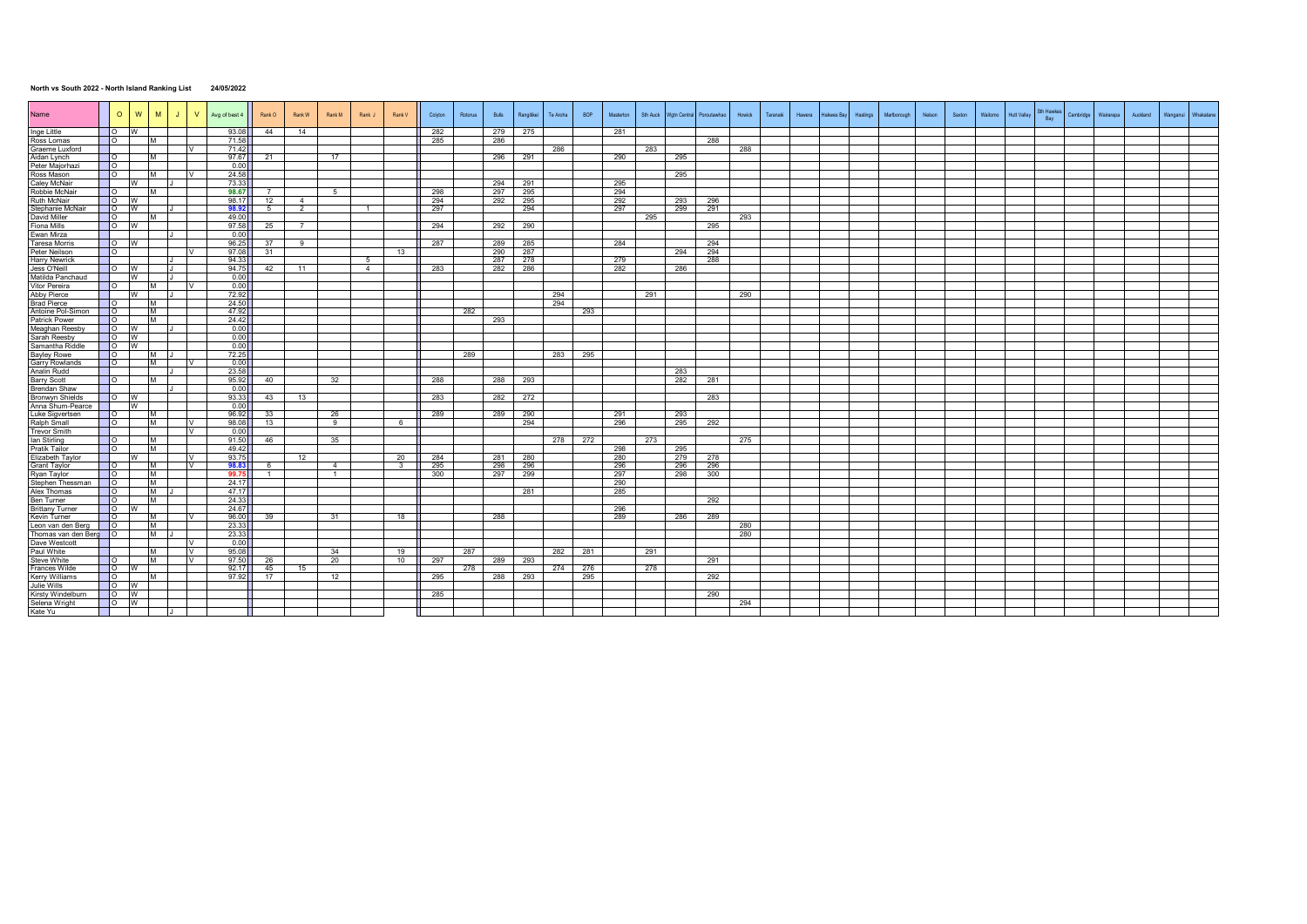**North vs South 2022 - North Island Ranking List 24/05/2022**

| Name | O | W | M | J | V | Avg of best 4 | Rank O | Rank W | Rank M | Rank J | Rank V | Colyton | Rotorua | Bulls | Rangitikei | Te Aroha | BOP | Masterton | Sth Auck | Wgtn Central | Pauatahanui | Howick | Taranaki | Hawera | Hawkes Bay | Hastings | Marlborough | Nelson | Sexton | Waitomo | Hutt Valley | Sth Hawkes Bay | Cambridge | Wairarapa | Auckland | Wanganui | Whakatane |
|---|---|---|---|---|---|---|---|---|---|---|---|---|---|---|---|---|---|---|---|---|---|---|---|---|---|---|---|---|---|---|---|---|---|---|---|---|---|
| Inge Little | O | W | | | | 93.08 | 44 | 14 | | | | 282 | | 279 | 275 | | | 281 | | | | | | | | | | | | | | | | | | | |
| Ross Lomas | O | | M | | | 71.58 | | | | | | 285 | | 286 | | | | | | | 288 | | | | | | | | | | | | | | | | |
| Graeme Luxford | | | | | V | 71.42 | | | | | | | | | | 286 | | | 283 | | | 288 | | | | | | | | | | | | | | | |
| Aidan Lynch | O | | M | | | 97.67 | 21 | | 17 | | | | | 296 | 291 | | | 290 | | 295 | | | | | | | | | | | | | | | | | |
| Peter Majorhazi | O | | | | | 0.00 | | | | | | | | | | | | | | | | | | | | | | | | | | | | | | | |
| Ross Mason | O | | M | | V | 24.58 | | | | | | | | | | | | | | 295 | | | | | | | | | | | | | | | | | |
| Caley McNair | | W | | J | | 73.33 | | | | | | | | 294 | 291 | | | 295 | | | | | | | | | | | | | | | | | | | |
| Robbie McNair | O | | M | | | 98.67 | 7 | | 5 | | | 298 | | 297 | 295 | | | 294 | | | | | | | | | | | | | | | | | | | |
| Ruth McNair | O | W | | | | 98.17 | 12 | 4 | | | | 294 | | 292 | 295 | | | 292 | | 293 | 296 | | | | | | | | | | | | | | | | |
| Stephanie McNair | O | W | | J | | 98.92 | 5 | 2 | | 1 | | 297 | | | 294 | | | 297 | | 299 | 291 | | | | | | | | | | | | | | | | |
| David Miller | O | | M | | | 49.00 | | | | | | | | | | | | | 295 | | | 293 | | | | | | | | | | | | | | | |
| Fiona Mills | O | W | | | | 97.58 | 25 | 7 | | | | 294 | | 292 | 290 | | | | | | 295 | | | | | | | | | | | | | | | | |
| Ewan Mirza | | | | J | | 0.00 | | | | | | | | | | | | | | | | | | | | | | | | | | | | | | | |
| Taresa Morris | O | W | | | | 96.25 | 37 | 9 | | | | 287 | | 289 | 285 | | | 284 | | | 294 | | | | | | | | | | | | | | | | |
| Peter Neilson | O | | | | V | 97.08 | 31 | | | | 13 | | | 290 | 287 | | | | | 294 | 294 | | | | | | | | | | | | | | | | |
| Harry Newrick | | | | J | | 94.33 | | | | 5 | | | | 287 | 278 | | | 279 | | | 288 | | | | | | | | | | | | | | | | |
| Jess O'Neill | O | W | | J | | 94.75 | 42 | 11 | | 4 | | 283 | | 282 | 286 | | | 282 | | 286 | | | | | | | | | | | | | | | | | |
| Matilda Panchaud | | W | | J | | 0.00 | | | | | | | | | | | | | | | | | | | | | | | | | | | | | | | |
| Vitor Pereira | O | | M | | V | 0.00 | | | | | | | | | | | | | | | | | | | | | | | | | | | | | | | |
| Abby Pierce | | W | | J | | 72.92 | | | | | | | | | | 294 | | | 291 | | | 290 | | | | | | | | | | | | | | | |
| Brad Pierce | O | | M | | | 24.50 | | | | | | | | | | 294 | | | | | | | | | | | | | | | | | | | | | |
| Antoine Pol-Simon | O | | M | | | 47.92 | | | | | | | 282 | | | | 293 | | | | | | | | | | | | | | | | | | | | |
| Patrick Power | O | | M | | | 24.42 | | | | | | | | 293 | | | | | | | | | | | | | | | | | | | | | | | |
| Meaghan Reesby | O | W | | J | | 0.00 | | | | | | | | | | | | | | | | | | | | | | | | | | | | | | | |
| Sarah Reesby | O | W | | | | 0.00 | | | | | | | | | | | | | | | | | | | | | | | | | | | | | | | |
| Samantha Riddle | O | W | | | | 0.00 | | | | | | | | | | | | | | | | | | | | | | | | | | | | | | | |
| Bayley Rowe | O | | M | J | | 72.25 | | | | | | | 289 | | | 283 | 295 | | | | | | | | | | | | | | | | | | | | |
| Garry Rowlands | O | | M | | V | 0.00 | | | | | | | | | | | | | | | | | | | | | | | | | | | | | | | |
| Analin Rudd | | | | J | | 23.58 | | | | | | | | | | | | | | 283 | | | | | | | | | | | | | | | | | |
| Barry Scott | O | | M | | | 95.92 | 40 | | 32 | | | 288 | | 288 | 293 | | | | | 282 | 281 | | | | | | | | | | | | | | | | |
| Brendan Shaw | | | | J | | 0.00 | | | | | | | | | | | | | | | | | | | | | | | | | | | | | | | |
| Bronwyn Shields | O | W | | | | 93.33 | 43 | 13 | | | | 283 | | 282 | 272 | | | | | | 283 | | | | | | | | | | | | | | | | |
| Anna Shum-Pearce | | W | | | | 0.00 | | | | | | | | | | | | | | | | | | | | | | | | | | | | | | | |
| Luke Sigvertsen | O | | M | | | 96.92 | 33 | | 26 | | | 289 | | 289 | 290 | | | 291 | | 293 | | | | | | | | | | | | | | | | | |
| Ralph Small | O | | M | | V | 98.08 | 13 | | 9 | | 6 | | | | 294 | | | 296 | | 295 | 292 | | | | | | | | | | | | | | | | |
| Trevor Smith | | | | | V | 0.00 | | | | | | | | | | | | | | | | | | | | | | | | | | | | | | | |
| Ian Stirling | O | | M | | | 91.50 | 46 | | 35 | | | | | | | 278 | 272 | | 273 | | | 275 | | | | | | | | | | | | | | | |
| Pratik Tailor | O | | M | | | 49.42 | | | | | | | | | | | | 298 | | 295 | | | | | | | | | | | | | | | | | |
| Elizabeth Taylor | | W | | | V | 93.75 | | 12 | | | 20 | 284 | | 281 | 280 | | | 280 | | 279 | 278 | | | | | | | | | | | | | | | | |
| Grant Taylor | O | | M | | V | 98.83 | 6 | | 4 | | 3 | 295 | | 298 | 296 | | | 296 | | 296 | 296 | | | | | | | | | | | | | | | | |
| Ryan Taylor | O | | M | | | 99.75 | 1 | | 1 | | | 300 | | 297 | 299 | | | 297 | | 298 | 300 | | | | | | | | | | | | | | | | |
| Stephen Thessman | O | | M | | | 24.17 | | | | | | | | | | | | 290 | | | | | | | | | | | | | | | | | | | |
| Alex Thomas | O | | M | J | | 47.17 | | | | | | | | | 281 | | | 285 | | | | | | | | | | | | | | | | | | | |
| Ben Turner | O | | M | | | 24.33 | | | | | | | | | | | | | | | 292 | | | | | | | | | | | | | | | | |
| Brittany Turner | O | W | | | | 24.67 | | | | | | | | | | | | 296 | | | | | | | | | | | | | | | | | | | |
| Kevin Turner | O | | M | | V | 96.00 | 39 | | 31 | | 18 | | | 288 | | | | 289 | | 286 | 289 | | | | | | | | | | | | | | | | |
| Leon van den Berg | O | | M | | | 23.33 | | | | | | | | | | | | | | | | 280 | | | | | | | | | | | | | | | |
| Thomas van den Berg | O | | M | J | | 23.33 | | | | | | | | | | | | | | | | 280 | | | | | | | | | | | | | | | |
| Dave Westcott | | | | | V | 0.00 | | | | | | | | | | | | | | | | | | | | | | | | | | | | | | | |
| Paul White | | | M | | V | 95.08 | | | 34 | | 19 | | 287 | | | 282 | 281 | | 291 | | | | | | | | | | | | | | | | | | |
| Steve White | O | | M | | V | 97.50 | 26 | | 20 | | 10 | 297 | | 289 | 293 | | | | | | 291 | | | | | | | | | | | | | | | | |
| Frances Wilde | O | W | | | | 92.17 | 45 | 15 | | | | | 278 | | | 274 | 276 | | 278 | | | | | | | | | | | | | | | | | | |
| Kerry Williams | O | | M | | | 97.92 | 17 | | 12 | | | 295 | | 288 | 293 | | 295 | | | | 292 | | | | | | | | | | | | | | | | |
| Julie Wills | O | W | | | | | | | | | | | | | | | | | | | | | | | | | | | | | | | | | | | |
| Kirsty Windelburn | O | W | | | | | | | | | | 285 | | | | | | | | | 290 | | | | | | | | | | | | | | | | |
| Selena Wright | O | W | | | | | | | | | | | | | | | | | | | | 294 | | | | | | | | | | | | | | | |
| Kate Yu | | | | J | | | | | | | | | | | | | | | | | | | | | | | | | | | | | | | | | |